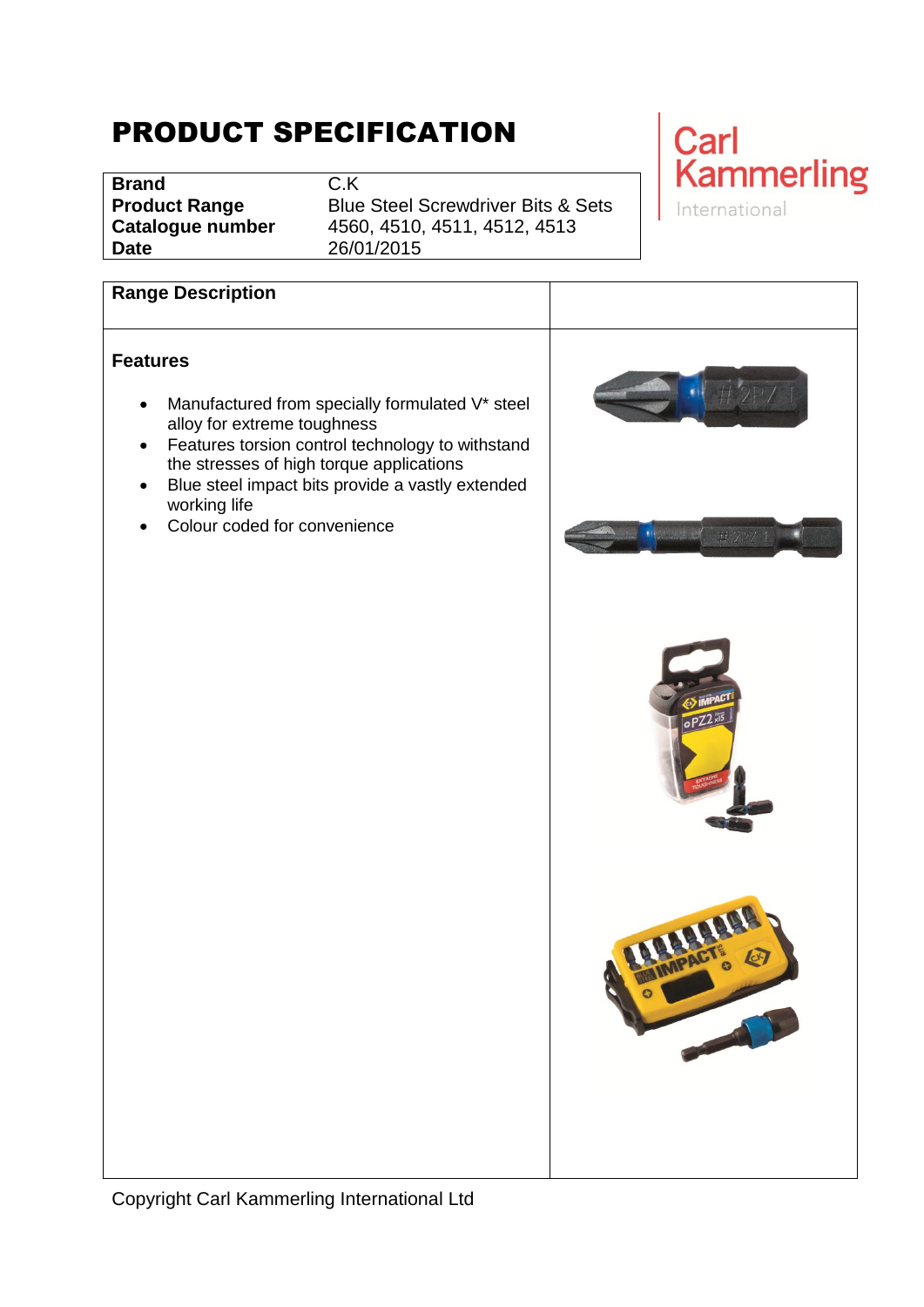# PRODUCT SPECIFICATION

| | |
|---|---|
| **Brand** | C.K |
| **Product Range** | Blue Steel Screwdriver Bits & Sets |
| **Catalogue number** | 4560, 4510, 4511, 4512, 4513 |
| **Date** | 26/01/2015 |

Carl Kammerling International

## Range Description

### Features

- Manufactured from specially formulated V* steel alloy for extreme toughness
- Features torsion control technology to withstand the stresses of high torque applications
- Blue steel impact bits provide a vastly extended working life
- Colour coded for convenience

Copyright Carl Kammerling International Ltd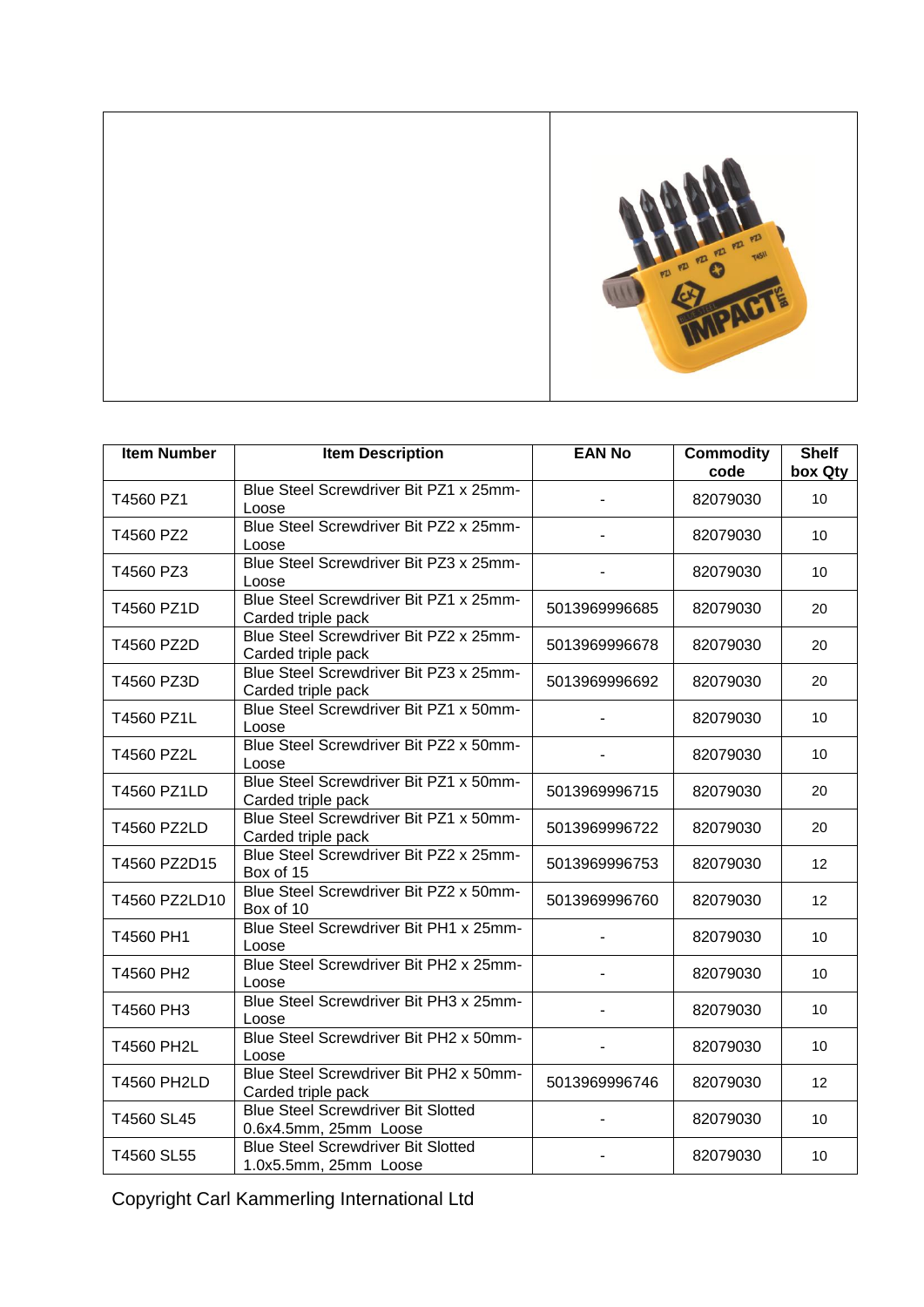| Item Number | Item Description | EAN No | Commodity code | Shelf box Qty |
|---|---|---|---|---|
| T4560 PZ1 | Blue Steel Screwdriver Bit PZ1 x 25mm-Loose | - | 82079030 | 10 |
| T4560 PZ2 | Blue Steel Screwdriver Bit PZ2 x 25mm-Loose | - | 82079030 | 10 |
| T4560 PZ3 | Blue Steel Screwdriver Bit PZ3 x 25mm-Loose | - | 82079030 | 10 |
| T4560 PZ1D | Blue Steel Screwdriver Bit PZ1 x 25mm-Carded triple pack | 5013969996685 | 82079030 | 20 |
| T4560 PZ2D | Blue Steel Screwdriver Bit PZ2 x 25mm-Carded triple pack | 5013969996678 | 82079030 | 20 |
| T4560 PZ3D | Blue Steel Screwdriver Bit PZ3 x 25mm-Carded triple pack | 5013969996692 | 82079030 | 20 |
| T4560 PZ1L | Blue Steel Screwdriver Bit PZ1 x 50mm-Loose | - | 82079030 | 10 |
| T4560 PZ2L | Blue Steel Screwdriver Bit PZ2 x 50mm-Loose | - | 82079030 | 10 |
| T4560 PZ1LD | Blue Steel Screwdriver Bit PZ1 x 50mm-Carded triple pack | 5013969996715 | 82079030 | 20 |
| T4560 PZ2LD | Blue Steel Screwdriver Bit PZ1 x 50mm-Carded triple pack | 5013969996722 | 82079030 | 20 |
| T4560 PZ2D15 | Blue Steel Screwdriver Bit PZ2 x 25mm-Box of 15 | 5013969996753 | 82079030 | 12 |
| T4560 PZ2LD10 | Blue Steel Screwdriver Bit PZ2 x 50mm-Box of 10 | 5013969996760 | 82079030 | 12 |
| T4560 PH1 | Blue Steel Screwdriver Bit PH1 x 25mm-Loose | - | 82079030 | 10 |
| T4560 PH2 | Blue Steel Screwdriver Bit PH2 x 25mm-Loose | - | 82079030 | 10 |
| T4560 PH3 | Blue Steel Screwdriver Bit PH3 x 25mm-Loose | - | 82079030 | 10 |
| T4560 PH2L | Blue Steel Screwdriver Bit PH2 x 50mm-Loose | - | 82079030 | 10 |
| T4560 PH2LD | Blue Steel Screwdriver Bit PH2 x 50mm-Carded triple pack | 5013969996746 | 82079030 | 12 |
| T4560 SL45 | Blue Steel Screwdriver Bit Slotted 0.6x4.5mm, 25mm Loose | - | 82079030 | 10 |
| T4560 SL55 | Blue Steel Screwdriver Bit Slotted 1.0x5.5mm, 25mm Loose | - | 82079030 | 10 |

Copyright Carl Kammerling International Ltd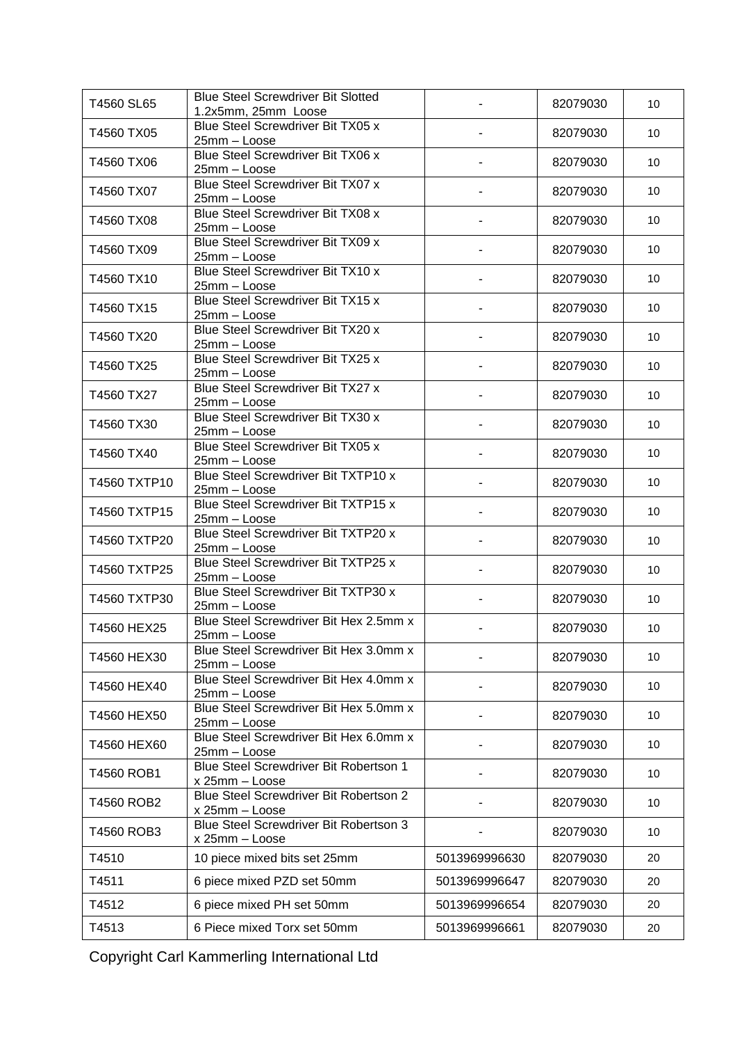| T4560 SL65 | Blue Steel Screwdriver Bit Slotted 1.2x5mm, 25mm Loose | - | 82079030 | 10 |
|---|---|---|---|---|
| T4560 TX05 | Blue Steel Screwdriver Bit TX05 x 25mm – Loose | - | 82079030 | 10 |
| T4560 TX06 | Blue Steel Screwdriver Bit TX06 x 25mm – Loose | - | 82079030 | 10 |
| T4560 TX07 | Blue Steel Screwdriver Bit TX07 x 25mm – Loose | - | 82079030 | 10 |
| T4560 TX08 | Blue Steel Screwdriver Bit TX08 x 25mm – Loose | - | 82079030 | 10 |
| T4560 TX09 | Blue Steel Screwdriver Bit TX09 x 25mm – Loose | - | 82079030 | 10 |
| T4560 TX10 | Blue Steel Screwdriver Bit TX10 x 25mm – Loose | - | 82079030 | 10 |
| T4560 TX15 | Blue Steel Screwdriver Bit TX15 x 25mm – Loose | - | 82079030 | 10 |
| T4560 TX20 | Blue Steel Screwdriver Bit TX20 x 25mm – Loose | - | 82079030 | 10 |
| T4560 TX25 | Blue Steel Screwdriver Bit TX25 x 25mm – Loose | - | 82079030 | 10 |
| T4560 TX27 | Blue Steel Screwdriver Bit TX27 x 25mm – Loose | - | 82079030 | 10 |
| T4560 TX30 | Blue Steel Screwdriver Bit TX30 x 25mm – Loose | - | 82079030 | 10 |
| T4560 TX40 | Blue Steel Screwdriver Bit TX05 x 25mm – Loose | - | 82079030 | 10 |
| T4560 TXTP10 | Blue Steel Screwdriver Bit TXTP10 x 25mm – Loose | - | 82079030 | 10 |
| T4560 TXTP15 | Blue Steel Screwdriver Bit TXTP15 x 25mm – Loose | - | 82079030 | 10 |
| T4560 TXTP20 | Blue Steel Screwdriver Bit TXTP20 x 25mm – Loose | - | 82079030 | 10 |
| T4560 TXTP25 | Blue Steel Screwdriver Bit TXTP25 x 25mm – Loose | - | 82079030 | 10 |
| T4560 TXTP30 | Blue Steel Screwdriver Bit TXTP30 x 25mm – Loose | - | 82079030 | 10 |
| T4560 HEX25 | Blue Steel Screwdriver Bit Hex 2.5mm x 25mm – Loose | - | 82079030 | 10 |
| T4560 HEX30 | Blue Steel Screwdriver Bit Hex 3.0mm x 25mm – Loose | - | 82079030 | 10 |
| T4560 HEX40 | Blue Steel Screwdriver Bit Hex 4.0mm x 25mm – Loose | - | 82079030 | 10 |
| T4560 HEX50 | Blue Steel Screwdriver Bit Hex 5.0mm x 25mm – Loose | - | 82079030 | 10 |
| T4560 HEX60 | Blue Steel Screwdriver Bit Hex 6.0mm x 25mm – Loose | - | 82079030 | 10 |
| T4560 ROB1 | Blue Steel Screwdriver Bit Robertson 1 x 25mm – Loose | - | 82079030 | 10 |
| T4560 ROB2 | Blue Steel Screwdriver Bit Robertson 2 x 25mm – Loose | - | 82079030 | 10 |
| T4560 ROB3 | Blue Steel Screwdriver Bit Robertson 3 x 25mm – Loose | - | 82079030 | 10 |
| T4510 | 10 piece mixed bits set 25mm | 5013969996630 | 82079030 | 20 |
| T4511 | 6 piece mixed PZD set 50mm | 5013969996647 | 82079030 | 20 |
| T4512 | 6 piece mixed PH set 50mm | 5013969996654 | 82079030 | 20 |
| T4513 | 6 Piece mixed Torx set 50mm | 5013969996661 | 82079030 | 20 |

Copyright Carl Kammerling International Ltd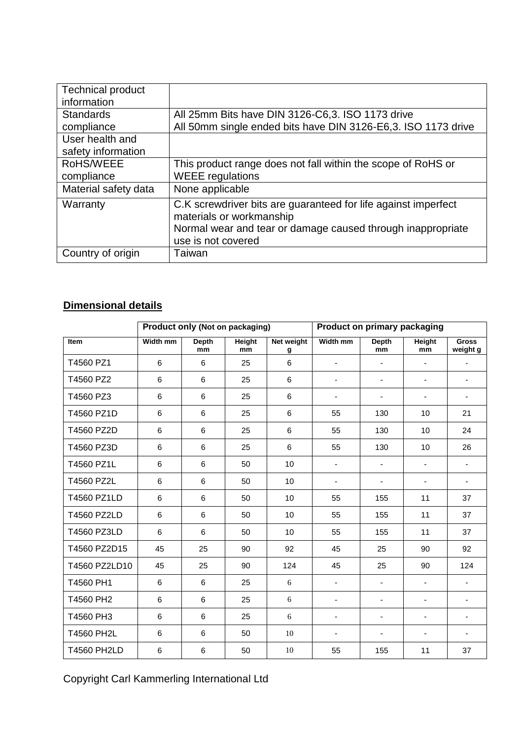| Technical product information | |
|---|---|
| Standards compliance | All 25mm Bits have DIN 3126-C6,3. ISO 1173 drive<br>All 50mm single ended bits have DIN 3126-E6,3. ISO 1173 drive |
| User health and safety information | |
| RoHS/WEEE compliance | This product range does not fall within the scope of RoHS or WEEE regulations |
| Material safety data | None applicable |
| Warranty | C.K screwdriver bits are guaranteed for life against imperfect materials or workmanship<br>Normal wear and tear or damage caused through inappropriate use is not covered |
| Country of origin | Taiwan |

## Dimensional details

| | Product only (Not on packaging) | | | | Product on primary packaging | | | |
|---|---|---|---|---|---|---|---|---|
| **Item** | **Width mm** | **Depth mm** | **Height mm** | **Net weight g** | **Width mm** | **Depth mm** | **Height mm** | **Gross weight g** |
| T4560 PZ1 | 6 | 6 | 25 | 6 | - | - | - | - |
| T4560 PZ2 | 6 | 6 | 25 | 6 | - | - | - | - |
| T4560 PZ3 | 6 | 6 | 25 | 6 | - | - | - | - |
| T4560 PZ1D | 6 | 6 | 25 | 6 | 55 | 130 | 10 | 21 |
| T4560 PZ2D | 6 | 6 | 25 | 6 | 55 | 130 | 10 | 24 |
| T4560 PZ3D | 6 | 6 | 25 | 6 | 55 | 130 | 10 | 26 |
| T4560 PZ1L | 6 | 6 | 50 | 10 | - | - | - | - |
| T4560 PZ2L | 6 | 6 | 50 | 10 | - | - | - | - |
| T4560 PZ1LD | 6 | 6 | 50 | 10 | 55 | 155 | 11 | 37 |
| T4560 PZ2LD | 6 | 6 | 50 | 10 | 55 | 155 | 11 | 37 |
| T4560 PZ3LD | 6 | 6 | 50 | 10 | 55 | 155 | 11 | 37 |
| T4560 PZ2D15 | 45 | 25 | 90 | 92 | 45 | 25 | 90 | 92 |
| T4560 PZ2LD10 | 45 | 25 | 90 | 124 | 45 | 25 | 90 | 124 |
| T4560 PH1 | 6 | 6 | 25 | 6 | - | - | - | - |
| T4560 PH2 | 6 | 6 | 25 | 6 | - | - | - | - |
| T4560 PH3 | 6 | 6 | 25 | 6 | - | - | - | - |
| T4560 PH2L | 6 | 6 | 50 | 10 | - | - | - | - |
| T4560 PH2LD | 6 | 6 | 50 | 10 | 55 | 155 | 11 | 37 |

Copyright Carl Kammerling International Ltd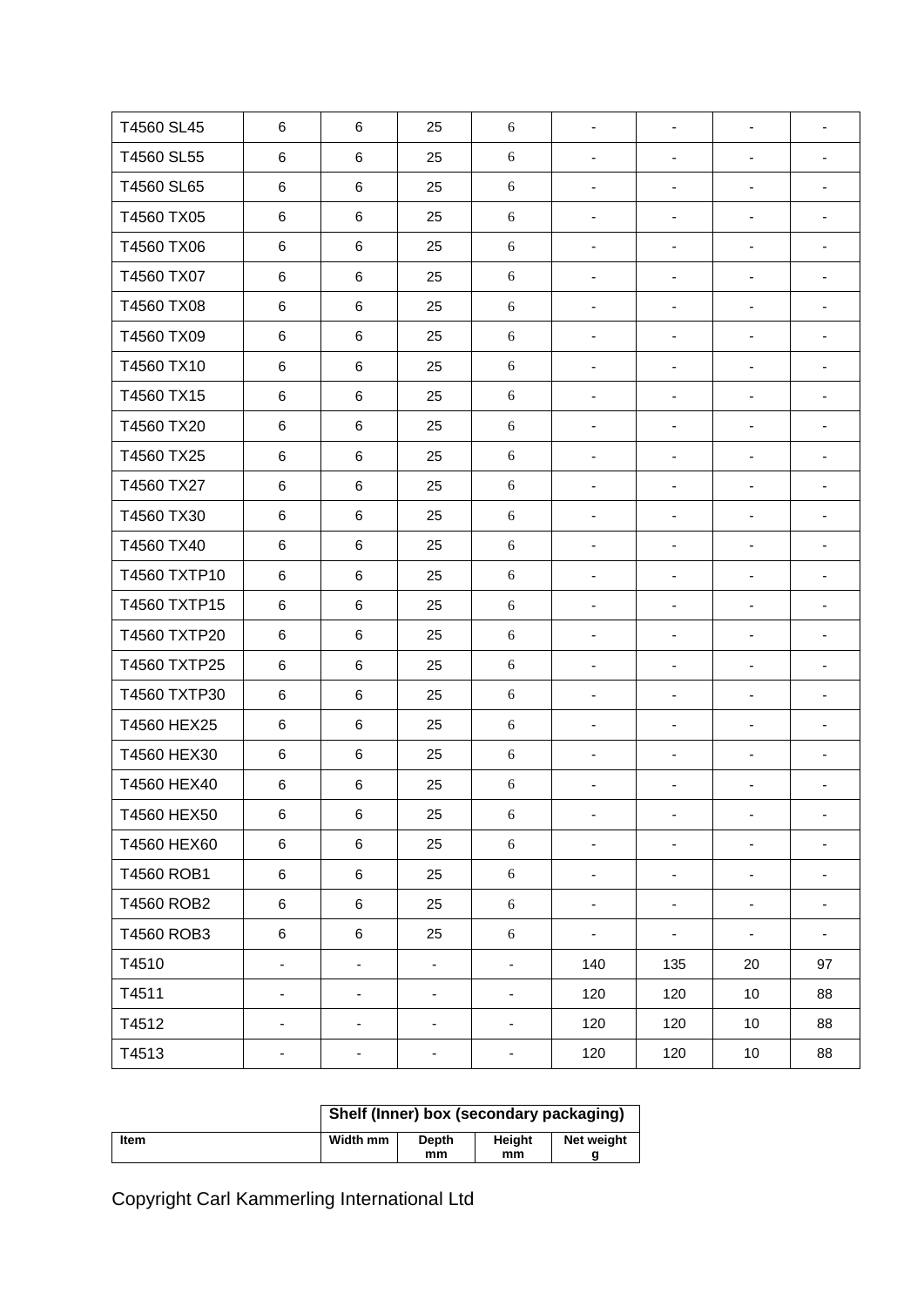| | | | | | | | | |
|---|---|---|---|---|---|---|---|---|
| T4560 SL45 | 6 | 6 | 25 | 6 | - | - | - | - |
| T4560 SL55 | 6 | 6 | 25 | 6 | - | - | - | - |
| T4560 SL65 | 6 | 6 | 25 | 6 | - | - | - | - |
| T4560 TX05 | 6 | 6 | 25 | 6 | - | - | - | - |
| T4560 TX06 | 6 | 6 | 25 | 6 | - | - | - | - |
| T4560 TX07 | 6 | 6 | 25 | 6 | - | - | - | - |
| T4560 TX08 | 6 | 6 | 25 | 6 | - | - | - | - |
| T4560 TX09 | 6 | 6 | 25 | 6 | - | - | - | - |
| T4560 TX10 | 6 | 6 | 25 | 6 | - | - | - | - |
| T4560 TX15 | 6 | 6 | 25 | 6 | - | - | - | - |
| T4560 TX20 | 6 | 6 | 25 | 6 | - | - | - | - |
| T4560 TX25 | 6 | 6 | 25 | 6 | - | - | - | - |
| T4560 TX27 | 6 | 6 | 25 | 6 | - | - | - | - |
| T4560 TX30 | 6 | 6 | 25 | 6 | - | - | - | - |
| T4560 TX40 | 6 | 6 | 25 | 6 | - | - | - | - |
| T4560 TXTP10 | 6 | 6 | 25 | 6 | - | - | - | - |
| T4560 TXTP15 | 6 | 6 | 25 | 6 | - | - | - | - |
| T4560 TXTP20 | 6 | 6 | 25 | 6 | - | - | - | - |
| T4560 TXTP25 | 6 | 6 | 25 | 6 | - | - | - | - |
| T4560 TXTP30 | 6 | 6 | 25 | 6 | - | - | - | - |
| T4560 HEX25 | 6 | 6 | 25 | 6 | - | - | - | - |
| T4560 HEX30 | 6 | 6 | 25 | 6 | - | - | - | - |
| T4560 HEX40 | 6 | 6 | 25 | 6 | - | - | - | - |
| T4560 HEX50 | 6 | 6 | 25 | 6 | - | - | - | - |
| T4560 HEX60 | 6 | 6 | 25 | 6 | - | - | - | - |
| T4560 ROB1 | 6 | 6 | 25 | 6 | - | - | - | - |
| T4560 ROB2 | 6 | 6 | 25 | 6 | - | - | - | - |
| T4560 ROB3 | 6 | 6 | 25 | 6 | - | - | - | - |
| T4510 | - | - | - | - | 140 | 135 | 20 | 97 |
| T4511 | - | - | - | - | 120 | 120 | 10 | 88 |
| T4512 | - | - | - | - | 120 | 120 | 10 | 88 |
| T4513 | - | - | - | - | 120 | 120 | 10 | 88 |

| | Shelf (Inner) box (secondary packaging) | | | |
|---|---|---|---|---|
| **Item** | **Width mm** | **Depth mm** | **Height mm** | **Net weight g** |

Copyright Carl Kammerling International Ltd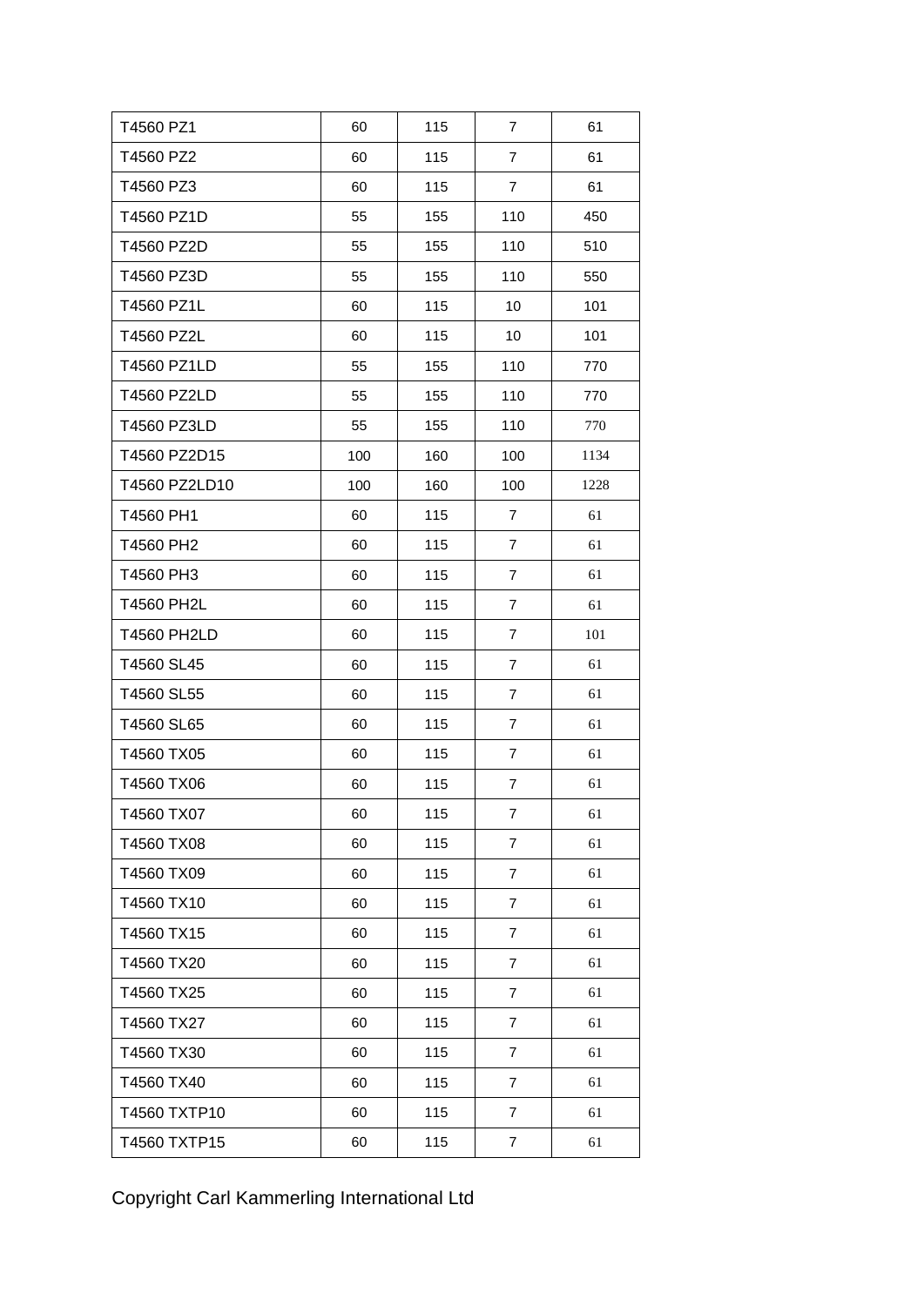| | | | | |
|---|---|---|---|---|
| T4560 PZ1 | 60 | 115 | 7 | 61 |
| T4560 PZ2 | 60 | 115 | 7 | 61 |
| T4560 PZ3 | 60 | 115 | 7 | 61 |
| T4560 PZ1D | 55 | 155 | 110 | 450 |
| T4560 PZ2D | 55 | 155 | 110 | 510 |
| T4560 PZ3D | 55 | 155 | 110 | 550 |
| T4560 PZ1L | 60 | 115 | 10 | 101 |
| T4560 PZ2L | 60 | 115 | 10 | 101 |
| T4560 PZ1LD | 55 | 155 | 110 | 770 |
| T4560 PZ2LD | 55 | 155 | 110 | 770 |
| T4560 PZ3LD | 55 | 155 | 110 | 770 |
| T4560 PZ2D15 | 100 | 160 | 100 | 1134 |
| T4560 PZ2LD10 | 100 | 160 | 100 | 1228 |
| T4560 PH1 | 60 | 115 | 7 | 61 |
| T4560 PH2 | 60 | 115 | 7 | 61 |
| T4560 PH3 | 60 | 115 | 7 | 61 |
| T4560 PH2L | 60 | 115 | 7 | 61 |
| T4560 PH2LD | 60 | 115 | 7 | 101 |
| T4560 SL45 | 60 | 115 | 7 | 61 |
| T4560 SL55 | 60 | 115 | 7 | 61 |
| T4560 SL65 | 60 | 115 | 7 | 61 |
| T4560 TX05 | 60 | 115 | 7 | 61 |
| T4560 TX06 | 60 | 115 | 7 | 61 |
| T4560 TX07 | 60 | 115 | 7 | 61 |
| T4560 TX08 | 60 | 115 | 7 | 61 |
| T4560 TX09 | 60 | 115 | 7 | 61 |
| T4560 TX10 | 60 | 115 | 7 | 61 |
| T4560 TX15 | 60 | 115 | 7 | 61 |
| T4560 TX20 | 60 | 115 | 7 | 61 |
| T4560 TX25 | 60 | 115 | 7 | 61 |
| T4560 TX27 | 60 | 115 | 7 | 61 |
| T4560 TX30 | 60 | 115 | 7 | 61 |
| T4560 TX40 | 60 | 115 | 7 | 61 |
| T4560 TXTP10 | 60 | 115 | 7 | 61 |
| T4560 TXTP15 | 60 | 115 | 7 | 61 |

Copyright Carl Kammerling International Ltd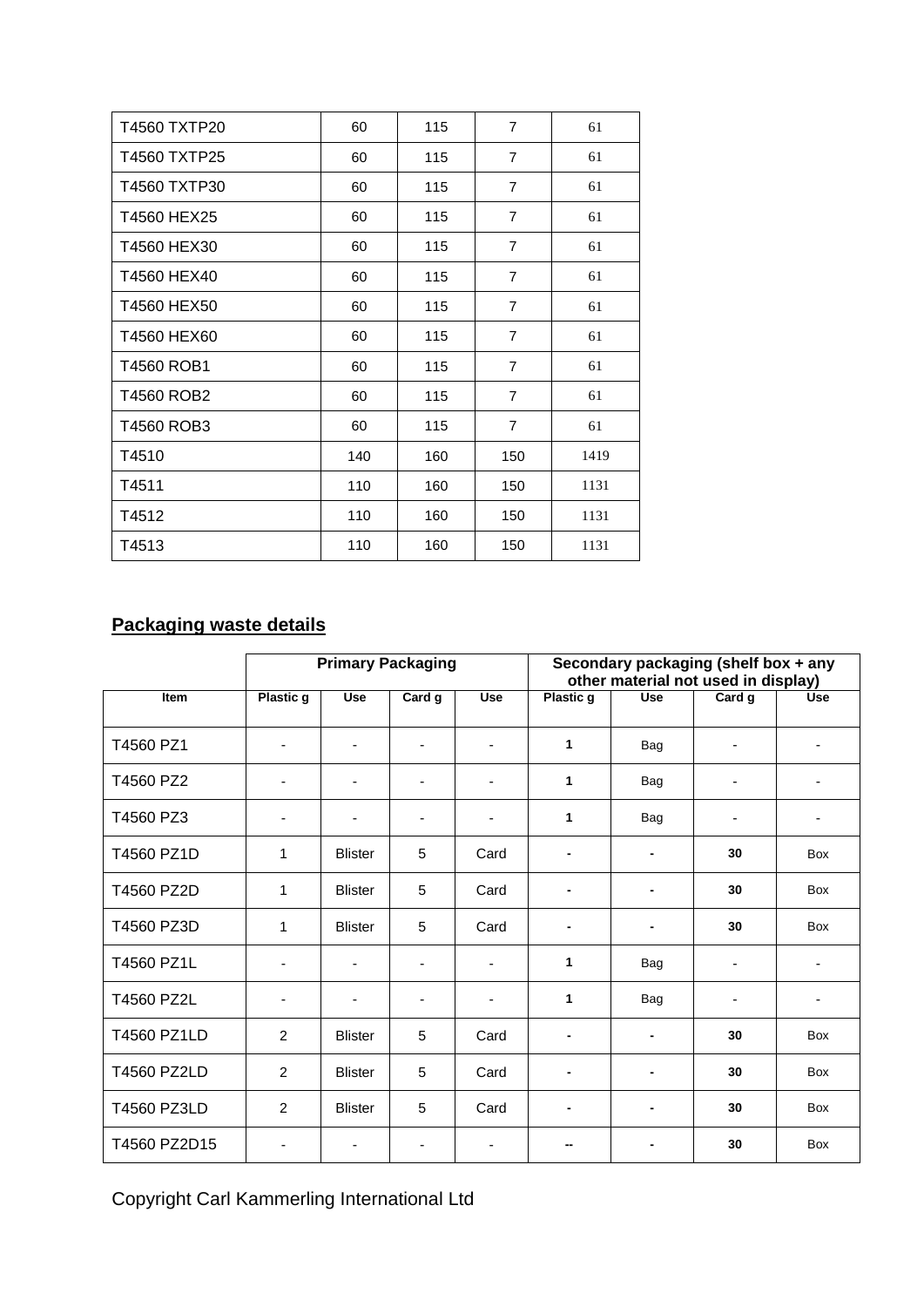| | | | | |
|---|---|---|---|---|
| T4560 TXTP20 | 60 | 115 | 7 | 61 |
| T4560 TXTP25 | 60 | 115 | 7 | 61 |
| T4560 TXTP30 | 60 | 115 | 7 | 61 |
| T4560 HEX25 | 60 | 115 | 7 | 61 |
| T4560 HEX30 | 60 | 115 | 7 | 61 |
| T4560 HEX40 | 60 | 115 | 7 | 61 |
| T4560 HEX50 | 60 | 115 | 7 | 61 |
| T4560 HEX60 | 60 | 115 | 7 | 61 |
| T4560 ROB1 | 60 | 115 | 7 | 61 |
| T4560 ROB2 | 60 | 115 | 7 | 61 |
| T4560 ROB3 | 60 | 115 | 7 | 61 |
| T4510 | 140 | 160 | 150 | 1419 |
| T4511 | 110 | 160 | 150 | 1131 |
| T4512 | 110 | 160 | 150 | 1131 |
| T4513 | 110 | 160 | 150 | 1131 |

## Packaging waste details

| | Primary Packaging | | | | Secondary packaging (shelf box + any other material not used in display) | | | |
|---|---|---|---|---|---|---|---|---|
| Item | Plastic g | Use | Card g | Use | Plastic g | Use | Card g | Use |
| T4560 PZ1 | - | - | - | - | 1 | Bag | - | - |
| T4560 PZ2 | - | - | - | - | 1 | Bag | - | - |
| T4560 PZ3 | - | - | - | - | 1 | Bag | - | - |
| T4560 PZ1D | 1 | Blister | 5 | Card | - | - | 30 | Box |
| T4560 PZ2D | 1 | Blister | 5 | Card | - | - | 30 | Box |
| T4560 PZ3D | 1 | Blister | 5 | Card | - | - | 30 | Box |
| T4560 PZ1L | - | - | - | - | 1 | Bag | - | - |
| T4560 PZ2L | - | - | - | - | 1 | Bag | - | - |
| T4560 PZ1LD | 2 | Blister | 5 | Card | - | - | 30 | Box |
| T4560 PZ2LD | 2 | Blister | 5 | Card | - | - | 30 | Box |
| T4560 PZ3LD | 2 | Blister | 5 | Card | - | - | 30 | Box |
| T4560 PZ2D15 | - | - | - | - | -- | - | 30 | Box |

Copyright Carl Kammerling International Ltd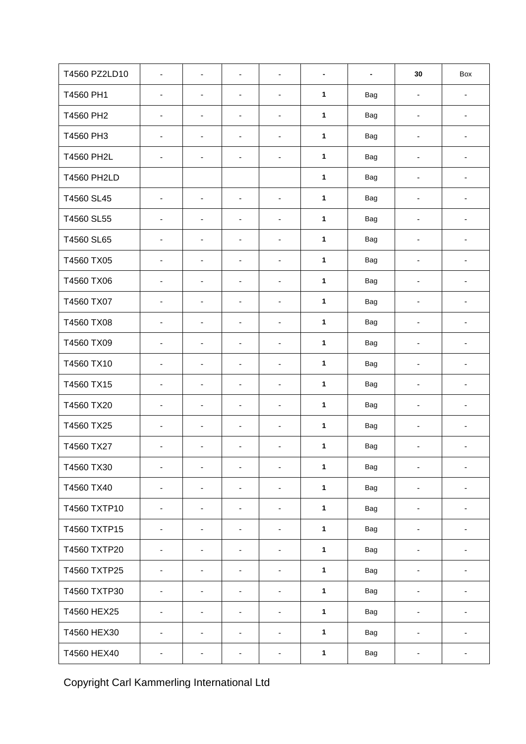| | | | | | | | | |
|---|---|---|---|---|---|---|---|---|
| T4560 PZ2LD10 | - | - | - | - | - | - | 30 | Box |
| T4560 PH1 | - | - | - | - | 1 | Bag | - | - |
| T4560 PH2 | - | - | - | - | 1 | Bag | - | - |
| T4560 PH3 | - | - | - | - | 1 | Bag | - | - |
| T4560 PH2L | - | - | - | - | 1 | Bag | - | - |
| T4560 PH2LD | | | | | 1 | Bag | - | - |
| T4560 SL45 | - | - | - | - | 1 | Bag | - | - |
| T4560 SL55 | - | - | - | - | 1 | Bag | - | - |
| T4560 SL65 | - | - | - | - | 1 | Bag | - | - |
| T4560 TX05 | - | - | - | - | 1 | Bag | - | - |
| T4560 TX06 | - | - | - | - | 1 | Bag | - | - |
| T4560 TX07 | - | - | - | - | 1 | Bag | - | - |
| T4560 TX08 | - | - | - | - | 1 | Bag | - | - |
| T4560 TX09 | - | - | - | - | 1 | Bag | - | - |
| T4560 TX10 | - | - | - | - | 1 | Bag | - | - |
| T4560 TX15 | - | - | - | - | 1 | Bag | - | - |
| T4560 TX20 | - | - | - | - | 1 | Bag | - | - |
| T4560 TX25 | - | - | - | - | 1 | Bag | - | - |
| T4560 TX27 | - | - | - | - | 1 | Bag | - | - |
| T4560 TX30 | - | - | - | - | 1 | Bag | - | - |
| T4560 TX40 | - | - | - | - | 1 | Bag | - | - |
| T4560 TXTP10 | - | - | - | - | 1 | Bag | - | - |
| T4560 TXTP15 | - | - | - | - | 1 | Bag | - | - |
| T4560 TXTP20 | - | - | - | - | 1 | Bag | - | - |
| T4560 TXTP25 | - | - | - | - | 1 | Bag | - | - |
| T4560 TXTP30 | - | - | - | - | 1 | Bag | - | - |
| T4560 HEX25 | - | - | - | - | 1 | Bag | - | - |
| T4560 HEX30 | - | - | - | - | 1 | Bag | - | - |
| T4560 HEX40 | - | - | - | - | 1 | Bag | - | - |

Copyright Carl Kammerling International Ltd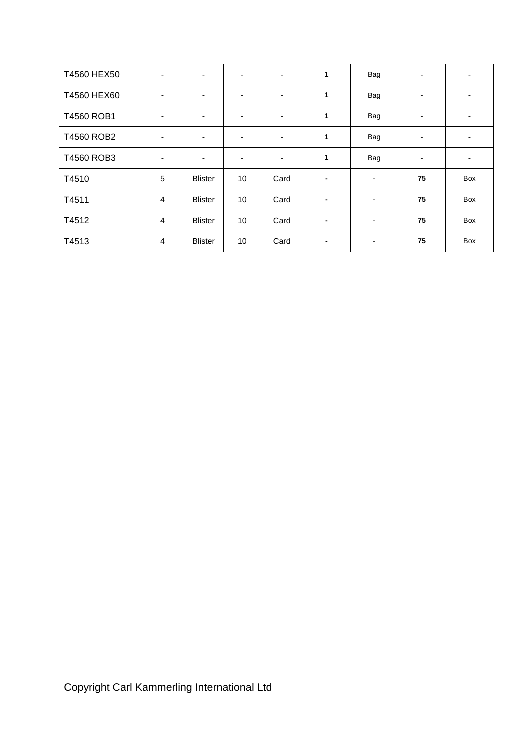| | | | | | | | | |
|---|---|---|---|---|---|---|---|---|
| T4560 HEX50 | - | - | - | - | 1 | Bag | - | - |
| T4560 HEX60 | - | - | - | - | 1 | Bag | - | - |
| T4560 ROB1 | - | - | - | - | 1 | Bag | - | - |
| T4560 ROB2 | - | - | - | - | 1 | Bag | - | - |
| T4560 ROB3 | - | - | - | - | 1 | Bag | - | - |
| T4510 | 5 | Blister | 10 | Card | - | - | 75 | Box |
| T4511 | 4 | Blister | 10 | Card | - | - | 75 | Box |
| T4512 | 4 | Blister | 10 | Card | - | - | 75 | Box |
| T4513 | 4 | Blister | 10 | Card | - | - | 75 | Box |

Copyright Carl Kammerling International Ltd